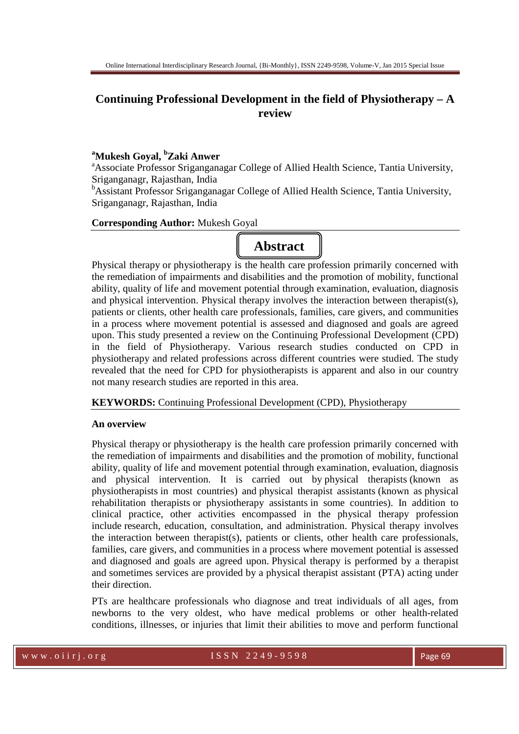# Continuing Professional Development in the field of Physiotherapy – A review

**[a]Mukesh Goyal, [b]Zaki Anwer**

[a]Associate Professor Sriganganagar College of Allied Health Science, Tantia University, Sriganganagr, Rajasthan, India

[b]Assistant Professor Sriganganagar College of Allied Health Science, Tantia University, Sriganganagr, Rajasthan, India

**Corresponding Author:** Mukesh Goyal

## Abstract

Physical therapy or physiotherapy is the health care profession primarily concerned with the remediation of impairments and disabilities and the promotion of mobility, functional ability, quality of life and movement potential through examination, evaluation, diagnosis and physical intervention. Physical therapy involves the interaction between therapist(s), patients or clients, other health care professionals, families, care givers, and communities in a process where movement potential is assessed and diagnosed and goals are agreed upon. This study presented a review on the Continuing Professional Development (CPD) in the field of Physiotherapy. Various research studies conducted on CPD in physiotherapy and related professions across different countries were studied. The study revealed that the need for CPD for physiotherapists is apparent and also in our country not many research studies are reported in this area.

**KEYWORDS:** Continuing Professional Development (CPD), Physiotherapy

### An overview

Physical therapy or physiotherapy is the health care profession primarily concerned with the remediation of impairments and disabilities and the promotion of mobility, functional ability, quality of life and movement potential through examination, evaluation, diagnosis and physical intervention. It is carried out by physical therapists (known as physiotherapists in most countries) and physical therapist assistants (known as physical rehabilitation therapists or physiotherapy assistants in some countries). In addition to clinical practice, other activities encompassed in the physical therapy profession include research, education, consultation, and administration. Physical therapy involves the interaction between therapist(s), patients or clients, other health care professionals, families, care givers, and communities in a process where movement potential is assessed and diagnosed and goals are agreed upon. Physical therapy is performed by a therapist and sometimes services are provided by a physical therapist assistant (PTA) acting under their direction.

PTs are healthcare professionals who diagnose and treat individuals of all ages, from newborns to the very oldest, who have medical problems or other health-related conditions, illnesses, or injuries that limit their abilities to move and perform functional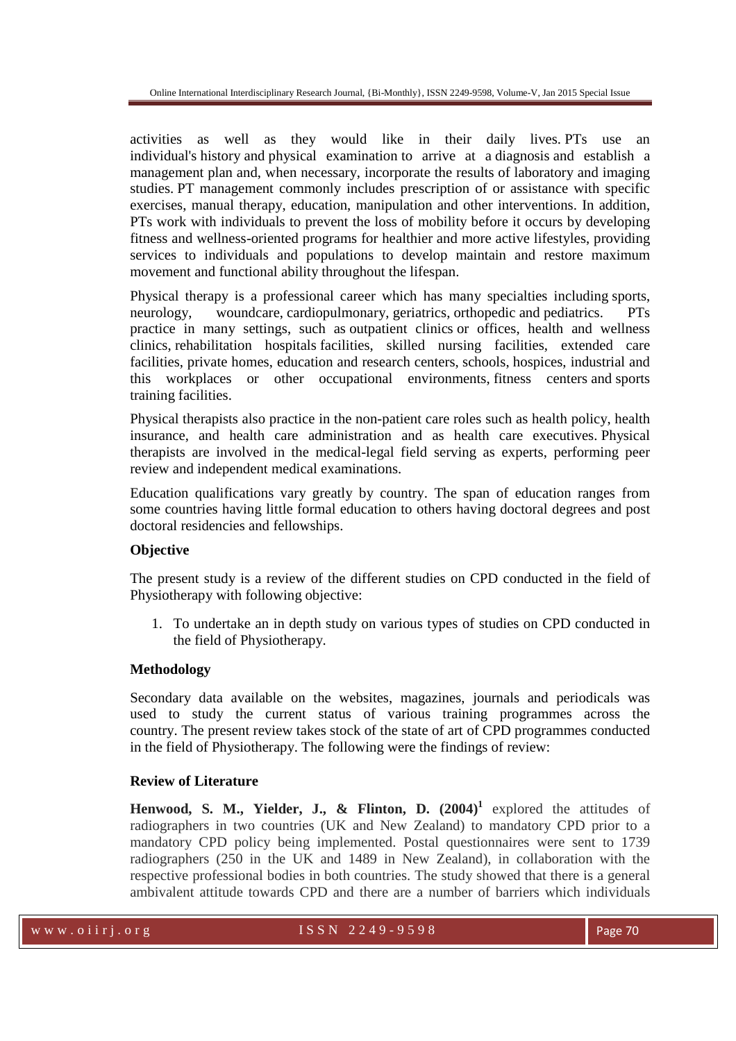activities as well as they would like in their daily lives. PTs use an individual's history and physical examination to arrive at a diagnosis and establish a management plan and, when necessary, incorporate the results of laboratory and imaging studies. PT management commonly includes prescription of or assistance with specific exercises, manual therapy, education, manipulation and other interventions. In addition, PTs work with individuals to prevent the loss of mobility before it occurs by developing fitness and wellness-oriented programs for healthier and more active lifestyles, providing services to individuals and populations to develop maintain and restore maximum movement and functional ability throughout the lifespan.

Physical therapy is a professional career which has many specialties including sports, neurology, woundcare, cardiopulmonary, geriatrics, orthopedic and pediatrics. PTs practice in many settings, such as outpatient clinics or offices, health and wellness clinics, rehabilitation hospitals facilities, skilled nursing facilities, extended care facilities, private homes, education and research centers, schools, hospices, industrial and this workplaces or other occupational environments, fitness centers and sports training facilities.

Physical therapists also practice in the non-patient care roles such as health policy, health insurance, and health care administration and as health care executives. Physical therapists are involved in the medical-legal field serving as experts, performing peer review and independent medical examinations.

Education qualifications vary greatly by country. The span of education ranges from some countries having little formal education to others having doctoral degrees and post doctoral residencies and fellowships.

**Objective**

The present study is a review of the different studies on CPD conducted in the field of Physiotherapy with following objective:

1. To undertake an in depth study on various types of studies on CPD conducted in the field of Physiotherapy.

**Methodology**

Secondary data available on the websites, magazines, journals and periodicals was used to study the current status of various training programmes across the country. The present review takes stock of the state of art of CPD programmes conducted in the field of Physiotherapy. The following were the findings of review:

**Review of Literature**

**Henwood, S. M., Yielder, J., & Flinton, D. (2004)**[1] explored the attitudes of radiographers in two countries (UK and New Zealand) to mandatory CPD prior to a mandatory CPD policy being implemented. Postal questionnaires were sent to 1739 radiographers (250 in the UK and 1489 in New Zealand), in collaboration with the respective professional bodies in both countries. The study showed that there is a general ambivalent attitude towards CPD and there are a number of barriers which individuals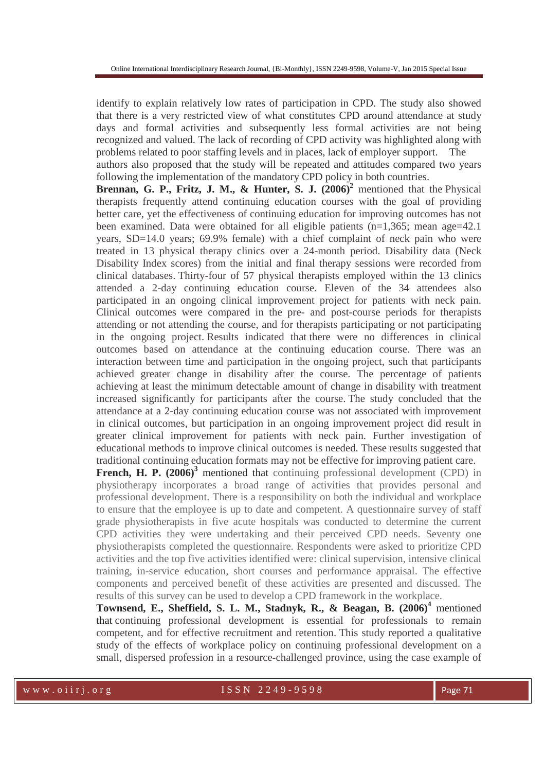identify to explain relatively low rates of participation in CPD. The study also showed that there is a very restricted view of what constitutes CPD around attendance at study days and formal activities and subsequently less formal activities are not being recognized and valued. The lack of recording of CPD activity was highlighted along with problems related to poor staffing levels and in places, lack of employer support. The authors also proposed that the study will be repeated and attitudes compared two years following the implementation of the mandatory CPD policy in both countries.

**Brennan, G. P., Fritz, J. M., & Hunter, S. J. (2006)**[2] mentioned that the Physical therapists frequently attend continuing education courses with the goal of providing better care, yet the effectiveness of continuing education for improving outcomes has not been examined. Data were obtained for all eligible patients (n=1,365; mean age=42.1 years, SD=14.0 years; 69.9% female) with a chief complaint of neck pain who were treated in 13 physical therapy clinics over a 24-month period. Disability data (Neck Disability Index scores) from the initial and final therapy sessions were recorded from clinical databases. Thirty-four of 57 physical therapists employed within the 13 clinics attended a 2-day continuing education course. Eleven of the 34 attendees also participated in an ongoing clinical improvement project for patients with neck pain. Clinical outcomes were compared in the pre- and post-course periods for therapists attending or not attending the course, and for therapists participating or not participating in the ongoing project. Results indicated that there were no differences in clinical outcomes based on attendance at the continuing education course. There was an interaction between time and participation in the ongoing project, such that participants achieved greater change in disability after the course. The percentage of patients achieving at least the minimum detectable amount of change in disability with treatment increased significantly for participants after the course. The study concluded that the attendance at a 2-day continuing education course was not associated with improvement in clinical outcomes, but participation in an ongoing improvement project did result in greater clinical improvement for patients with neck pain. Further investigation of educational methods to improve clinical outcomes is needed. These results suggested that traditional continuing education formats may not be effective for improving patient care.

**French, H. P. (2006)**[3] mentioned that continuing professional development (CPD) in physiotherapy incorporates a broad range of activities that provides personal and professional development. There is a responsibility on both the individual and workplace to ensure that the employee is up to date and competent. A questionnaire survey of staff grade physiotherapists in five acute hospitals was conducted to determine the current CPD activities they were undertaking and their perceived CPD needs. Seventy one physiotherapists completed the questionnaire. Respondents were asked to prioritize CPD activities and the top five activities identified were: clinical supervision, intensive clinical training, in-service education, short courses and performance appraisal. The effective components and perceived benefit of these activities are presented and discussed. The results of this survey can be used to develop a CPD framework in the workplace.

**Townsend, E., Sheffield, S. L. M., Stadnyk, R., & Beagan, B. (2006)**[4] mentioned that continuing professional development is essential for professionals to remain competent, and for effective recruitment and retention. This study reported a qualitative study of the effects of workplace policy on continuing professional development on a small, dispersed profession in a resource-challenged province, using the case example of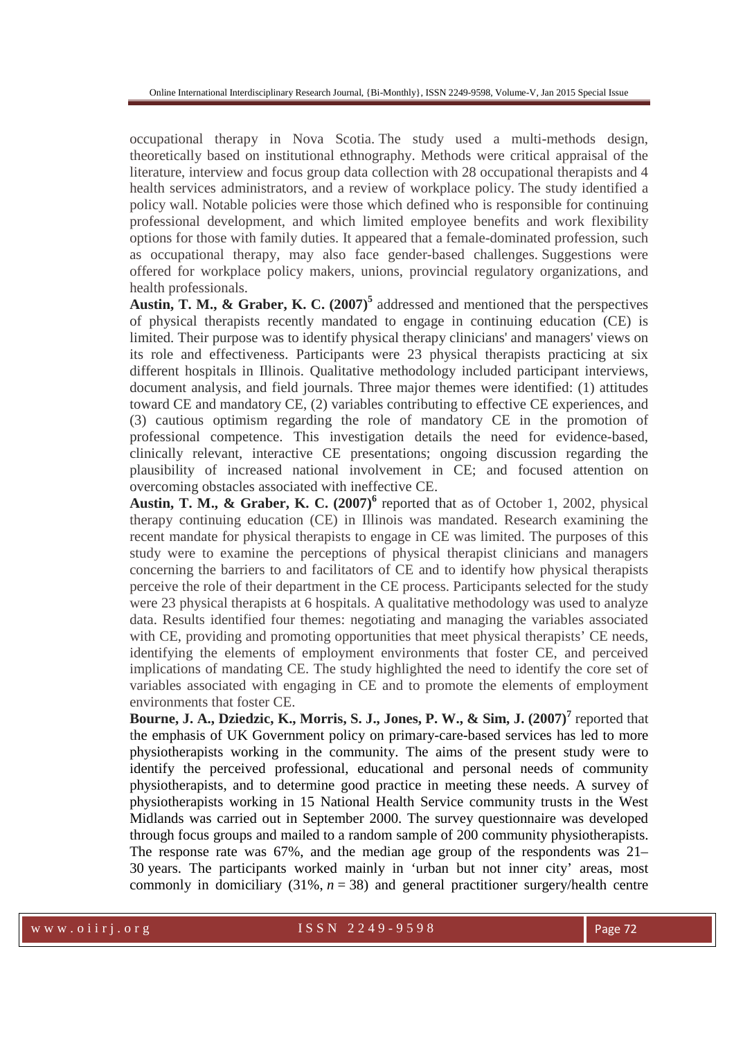occupational therapy in Nova Scotia. The study used a multi-methods design, theoretically based on institutional ethnography. Methods were critical appraisal of the literature, interview and focus group data collection with 28 occupational therapists and 4 health services administrators, and a review of workplace policy. The study identified a policy wall. Notable policies were those which defined who is responsible for continuing professional development, and which limited employee benefits and work flexibility options for those with family duties. It appeared that a female-dominated profession, such as occupational therapy, may also face gender-based challenges. Suggestions were offered for workplace policy makers, unions, provincial regulatory organizations, and health professionals.

**Austin, T. M., & Graber, K. C. (2007)**[5] addressed and mentioned that the perspectives of physical therapists recently mandated to engage in continuing education (CE) is limited. Their purpose was to identify physical therapy clinicians' and managers' views on its role and effectiveness. Participants were 23 physical therapists practicing at six different hospitals in Illinois. Qualitative methodology included participant interviews, document analysis, and field journals. Three major themes were identified: (1) attitudes toward CE and mandatory CE, (2) variables contributing to effective CE experiences, and (3) cautious optimism regarding the role of mandatory CE in the promotion of professional competence. This investigation details the need for evidence-based, clinically relevant, interactive CE presentations; ongoing discussion regarding the plausibility of increased national involvement in CE; and focused attention on overcoming obstacles associated with ineffective CE.

**Austin, T. M., & Graber, K. C. (2007)**[6] reported that as of October 1, 2002, physical therapy continuing education (CE) in Illinois was mandated. Research examining the recent mandate for physical therapists to engage in CE was limited. The purposes of this study were to examine the perceptions of physical therapist clinicians and managers concerning the barriers to and facilitators of CE and to identify how physical therapists perceive the role of their department in the CE process. Participants selected for the study were 23 physical therapists at 6 hospitals. A qualitative methodology was used to analyze data. Results identified four themes: negotiating and managing the variables associated with CE, providing and promoting opportunities that meet physical therapists' CE needs, identifying the elements of employment environments that foster CE, and perceived implications of mandating CE. The study highlighted the need to identify the core set of variables associated with engaging in CE and to promote the elements of employment environments that foster CE.

**Bourne, J. A., Dziedzic, K., Morris, S. J., Jones, P. W., & Sim, J. (2007)**[7] reported that the emphasis of UK Government policy on primary-care-based services has led to more physiotherapists working in the community. The aims of the present study were to identify the perceived professional, educational and personal needs of community physiotherapists, and to determine good practice in meeting these needs. A survey of physiotherapists working in 15 National Health Service community trusts in the West Midlands was carried out in September 2000. The survey questionnaire was developed through focus groups and mailed to a random sample of 200 community physiotherapists. The response rate was 67%, and the median age group of the respondents was 21–30 years. The participants worked mainly in 'urban but not inner city' areas, most commonly in domiciliary (31%, $n = 38$) and general practitioner surgery/health centre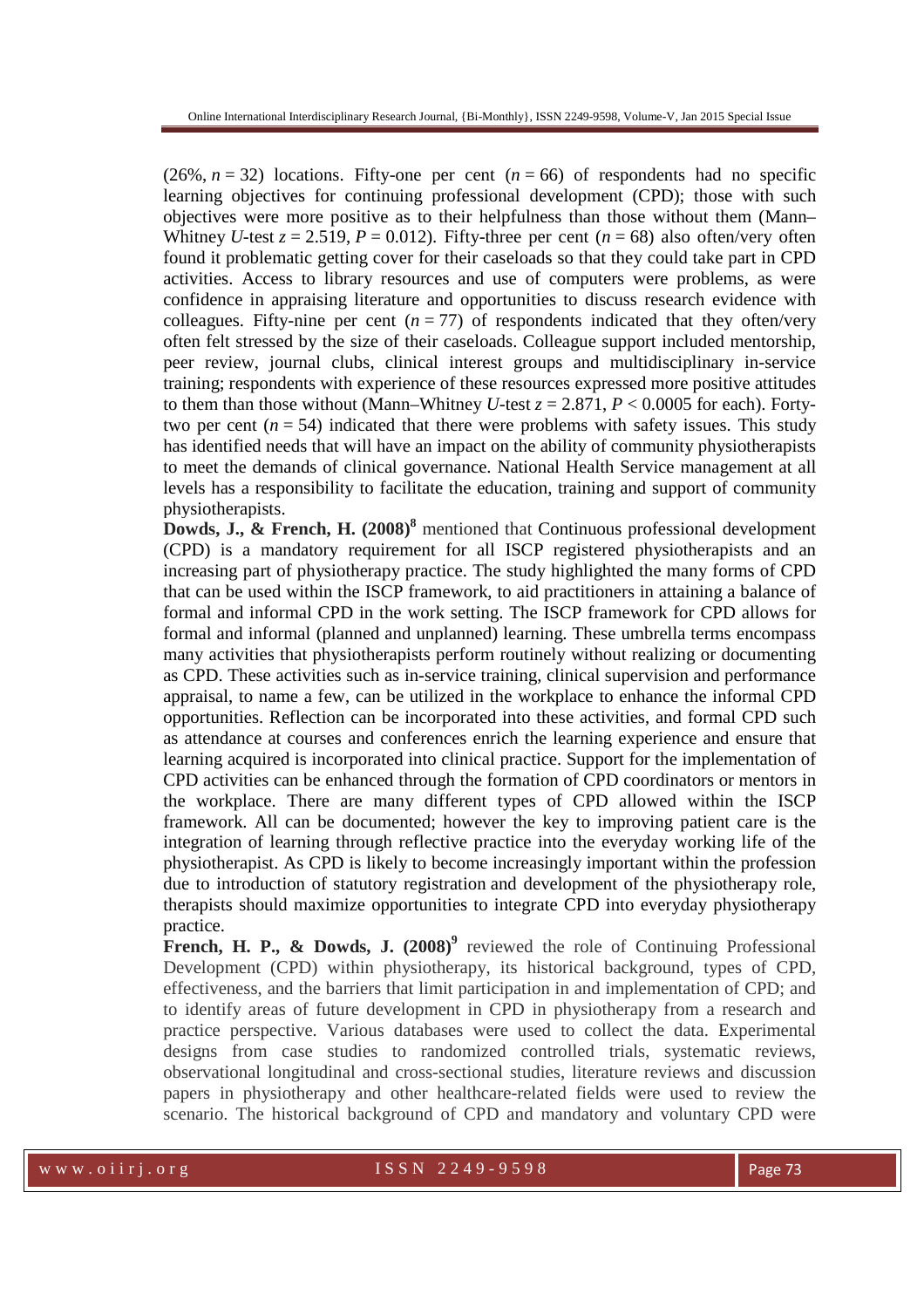(26%, $n = 32$) locations. Fifty-one per cent ($n = 66$) of respondents had no specific learning objectives for continuing professional development (CPD); those with such objectives were more positive as to their helpfulness than those without them (Mann–Whitney $U$-test $z = 2.519$, $P = 0.012$). Fifty-three per cent ($n = 68$) also often/very often found it problematic getting cover for their caseloads so that they could take part in CPD activities. Access to library resources and use of computers were problems, as were confidence in appraising literature and opportunities to discuss research evidence with colleagues. Fifty-nine per cent ($n = 77$) of respondents indicated that they often/very often felt stressed by the size of their caseloads. Colleague support included mentorship, peer review, journal clubs, clinical interest groups and multidisciplinary in-service training; respondents with experience of these resources expressed more positive attitudes to them than those without (Mann–Whitney $U$-test $z = 2.871$, $P < 0.0005$ for each). Forty-two per cent ($n = 54$) indicated that there were problems with safety issues. This study has identified needs that will have an impact on the ability of community physiotherapists to meet the demands of clinical governance. National Health Service management at all levels has a responsibility to facilitate the education, training and support of community physiotherapists.

**Dowds, J., & French, H. (2008)**[8] mentioned that Continuous professional development (CPD) is a mandatory requirement for all ISCP registered physiotherapists and an increasing part of physiotherapy practice. The study highlighted the many forms of CPD that can be used within the ISCP framework, to aid practitioners in attaining a balance of formal and informal CPD in the work setting. The ISCP framework for CPD allows for formal and informal (planned and unplanned) learning. These umbrella terms encompass many activities that physiotherapists perform routinely without realizing or documenting as CPD. These activities such as in-service training, clinical supervision and performance appraisal, to name a few, can be utilized in the workplace to enhance the informal CPD opportunities. Reflection can be incorporated into these activities, and formal CPD such as attendance at courses and conferences enrich the learning experience and ensure that learning acquired is incorporated into clinical practice. Support for the implementation of CPD activities can be enhanced through the formation of CPD coordinators or mentors in the workplace. There are many different types of CPD allowed within the ISCP framework. All can be documented; however the key to improving patient care is the integration of learning through reflective practice into the everyday working life of the physiotherapist. As CPD is likely to become increasingly important within the profession due to introduction of statutory registration and development of the physiotherapy role, therapists should maximize opportunities to integrate CPD into everyday physiotherapy practice.

**French, H. P., & Dowds, J. (2008)**[9] reviewed the role of Continuing Professional Development (CPD) within physiotherapy, its historical background, types of CPD, effectiveness, and the barriers that limit participation in and implementation of CPD; and to identify areas of future development in CPD in physiotherapy from a research and practice perspective. Various databases were used to collect the data. Experimental designs from case studies to randomized controlled trials, systematic reviews, observational longitudinal and cross-sectional studies, literature reviews and discussion papers in physiotherapy and other healthcare-related fields were used to review the scenario. The historical background of CPD and mandatory and voluntary CPD were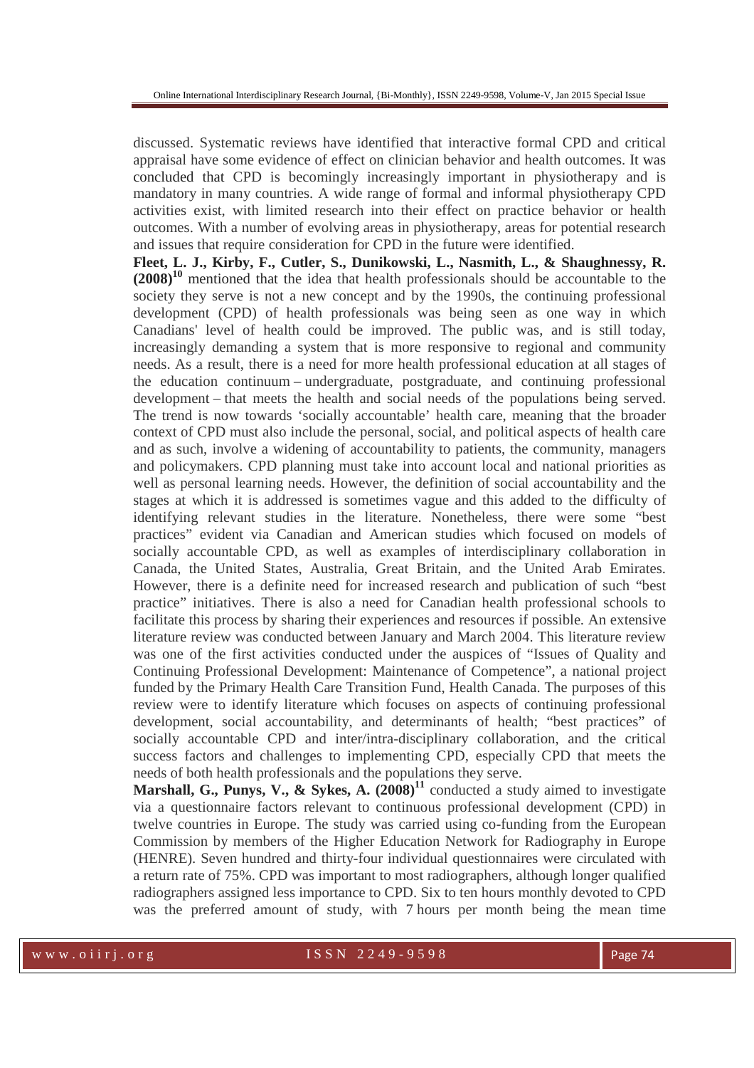discussed. Systematic reviews have identified that interactive formal CPD and critical appraisal have some evidence of effect on clinician behavior and health outcomes. It was concluded that CPD is becomingly increasingly important in physiotherapy and is mandatory in many countries. A wide range of formal and informal physiotherapy CPD activities exist, with limited research into their effect on practice behavior or health outcomes. With a number of evolving areas in physiotherapy, areas for potential research and issues that require consideration for CPD in the future were identified.

**Fleet, L. J., Kirby, F., Cutler, S., Dunikowski, L., Nasmith, L., & Shaughnessy, R. (2008)[10]** mentioned that the idea that health professionals should be accountable to the society they serve is not a new concept and by the 1990s, the continuing professional development (CPD) of health professionals was being seen as one way in which Canadians' level of health could be improved. The public was, and is still today, increasingly demanding a system that is more responsive to regional and community needs. As a result, there is a need for more health professional education at all stages of the education continuum – undergraduate, postgraduate, and continuing professional development – that meets the health and social needs of the populations being served. The trend is now towards 'socially accountable' health care, meaning that the broader context of CPD must also include the personal, social, and political aspects of health care and as such, involve a widening of accountability to patients, the community, managers and policymakers. CPD planning must take into account local and national priorities as well as personal learning needs. However, the definition of social accountability and the stages at which it is addressed is sometimes vague and this added to the difficulty of identifying relevant studies in the literature. Nonetheless, there were some "best practices" evident via Canadian and American studies which focused on models of socially accountable CPD, as well as examples of interdisciplinary collaboration in Canada, the United States, Australia, Great Britain, and the United Arab Emirates. However, there is a definite need for increased research and publication of such "best practice" initiatives. There is also a need for Canadian health professional schools to facilitate this process by sharing their experiences and resources if possible. An extensive literature review was conducted between January and March 2004. This literature review was one of the first activities conducted under the auspices of "Issues of Quality and Continuing Professional Development: Maintenance of Competence", a national project funded by the Primary Health Care Transition Fund, Health Canada. The purposes of this review were to identify literature which focuses on aspects of continuing professional development, social accountability, and determinants of health; "best practices" of socially accountable CPD and inter/intra-disciplinary collaboration, and the critical success factors and challenges to implementing CPD, especially CPD that meets the needs of both health professionals and the populations they serve.

**Marshall, G., Punys, V., & Sykes, A. (2008)[11]** conducted a study aimed to investigate via a questionnaire factors relevant to continuous professional development (CPD) in twelve countries in Europe. The study was carried using co-funding from the European Commission by members of the Higher Education Network for Radiography in Europe (HENRE). Seven hundred and thirty-four individual questionnaires were circulated with a return rate of 75%. CPD was important to most radiographers, although longer qualified radiographers assigned less importance to CPD. Six to ten hours monthly devoted to CPD was the preferred amount of study, with 7 hours per month being the mean time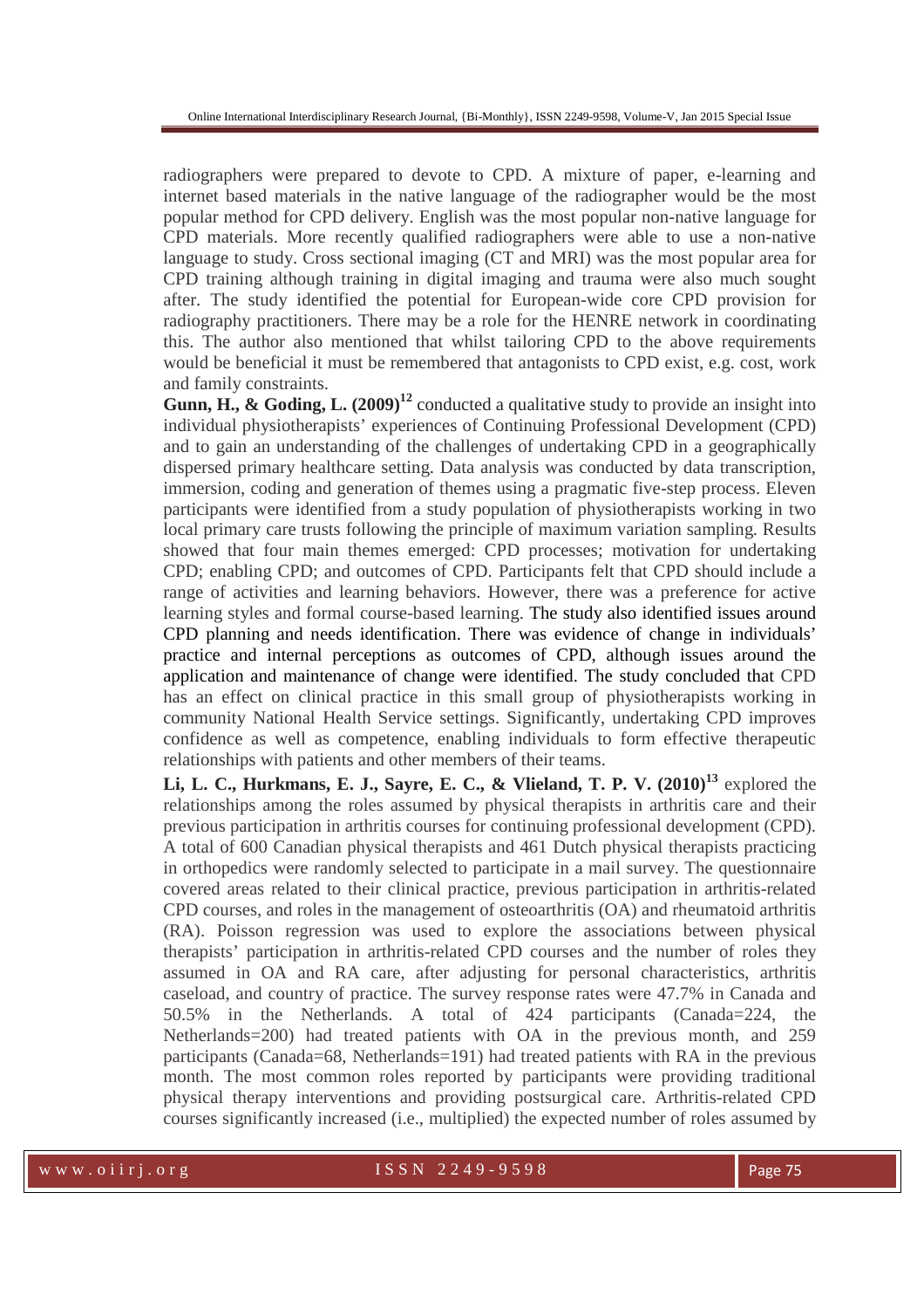radiographers were prepared to devote to CPD. A mixture of paper, e-learning and internet based materials in the native language of the radiographer would be the most popular method for CPD delivery. English was the most popular non-native language for CPD materials. More recently qualified radiographers were able to use a non-native language to study. Cross sectional imaging (CT and MRI) was the most popular area for CPD training although training in digital imaging and trauma were also much sought after. The study identified the potential for European-wide core CPD provision for radiography practitioners. There may be a role for the HENRE network in coordinating this. The author also mentioned that whilst tailoring CPD to the above requirements would be beneficial it must be remembered that antagonists to CPD exist, e.g. cost, work and family constraints.

**Gunn, H., & Goding, L. (2009)**[12] conducted a qualitative study to provide an insight into individual physiotherapists' experiences of Continuing Professional Development (CPD) and to gain an understanding of the challenges of undertaking CPD in a geographically dispersed primary healthcare setting. Data analysis was conducted by data transcription, immersion, coding and generation of themes using a pragmatic five-step process. Eleven participants were identified from a study population of physiotherapists working in two local primary care trusts following the principle of maximum variation sampling. Results showed that four main themes emerged: CPD processes; motivation for undertaking CPD; enabling CPD; and outcomes of CPD. Participants felt that CPD should include a range of activities and learning behaviors. However, there was a preference for active learning styles and formal course-based learning. The study also identified issues around CPD planning and needs identification. There was evidence of change in individuals' practice and internal perceptions as outcomes of CPD, although issues around the application and maintenance of change were identified. The study concluded that CPD has an effect on clinical practice in this small group of physiotherapists working in community National Health Service settings. Significantly, undertaking CPD improves confidence as well as competence, enabling individuals to form effective therapeutic relationships with patients and other members of their teams.

**Li, L. C., Hurkmans, E. J., Sayre, E. C., & Vlieland, T. P. V. (2010)**[13] explored the relationships among the roles assumed by physical therapists in arthritis care and their previous participation in arthritis courses for continuing professional development (CPD). A total of 600 Canadian physical therapists and 461 Dutch physical therapists practicing in orthopedics were randomly selected to participate in a mail survey. The questionnaire covered areas related to their clinical practice, previous participation in arthritis-related CPD courses, and roles in the management of osteoarthritis (OA) and rheumatoid arthritis (RA). Poisson regression was used to explore the associations between physical therapists' participation in arthritis-related CPD courses and the number of roles they assumed in OA and RA care, after adjusting for personal characteristics, arthritis caseload, and country of practice. The survey response rates were 47.7% in Canada and 50.5% in the Netherlands. A total of 424 participants (Canada=224, the Netherlands=200) had treated patients with OA in the previous month, and 259 participants (Canada=68, Netherlands=191) had treated patients with RA in the previous month. The most common roles reported by participants were providing traditional physical therapy interventions and providing postsurgical care. Arthritis-related CPD courses significantly increased (i.e., multiplied) the expected number of roles assumed by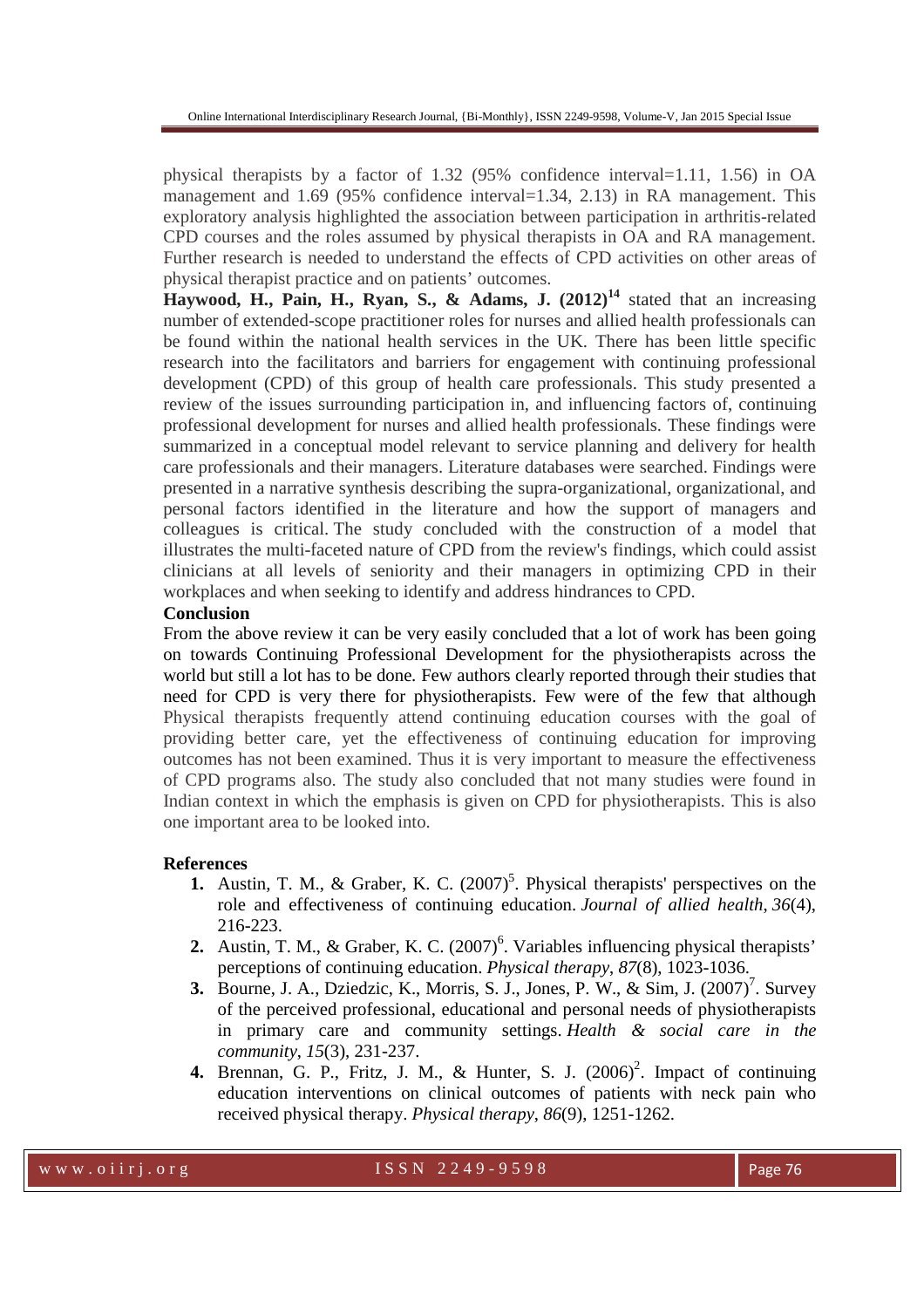physical therapists by a factor of 1.32 (95% confidence interval=1.11, 1.56) in OA management and 1.69 (95% confidence interval=1.34, 2.13) in RA management. This exploratory analysis highlighted the association between participation in arthritis-related CPD courses and the roles assumed by physical therapists in OA and RA management. Further research is needed to understand the effects of CPD activities on other areas of physical therapist practice and on patients' outcomes.

**Haywood, H., Pain, H., Ryan, S., & Adams, J. (2012)[14]** stated that an increasing number of extended-scope practitioner roles for nurses and allied health professionals can be found within the national health services in the UK. There has been little specific research into the facilitators and barriers for engagement with continuing professional development (CPD) of this group of health care professionals. This study presented a review of the issues surrounding participation in, and influencing factors of, continuing professional development for nurses and allied health professionals. These findings were summarized in a conceptual model relevant to service planning and delivery for health care professionals and their managers. Literature databases were searched. Findings were presented in a narrative synthesis describing the supra-organizational, organizational, and personal factors identified in the literature and how the support of managers and colleagues is critical. The study concluded with the construction of a model that illustrates the multi-faceted nature of CPD from the review's findings, which could assist clinicians at all levels of seniority and their managers in optimizing CPD in their workplaces and when seeking to identify and address hindrances to CPD.

**Conclusion**

From the above review it can be very easily concluded that a lot of work has been going on towards Continuing Professional Development for the physiotherapists across the world but still a lot has to be done. Few authors clearly reported through their studies that need for CPD is very there for physiotherapists. Few were of the few that although Physical therapists frequently attend continuing education courses with the goal of providing better care, yet the effectiveness of continuing education for improving outcomes has not been examined. Thus it is very important to measure the effectiveness of CPD programs also. The study also concluded that not many studies were found in Indian context in which the emphasis is given on CPD for physiotherapists. This is also one important area to be looked into.

**References**

1. Austin, T. M., & Graber, K. C. (2007)[5]. Physical therapists' perspectives on the role and effectiveness of continuing education. *Journal of allied health*, *36*(4), 216-223.
2. Austin, T. M., & Graber, K. C. (2007)[6]. Variables influencing physical therapists' perceptions of continuing education. *Physical therapy*, *87*(8), 1023-1036.
3. Bourne, J. A., Dziedzic, K., Morris, S. J., Jones, P. W., & Sim, J. (2007)[7]. Survey of the perceived professional, educational and personal needs of physiotherapists in primary care and community settings. *Health & social care in the community*, *15*(3), 231-237.
4. Brennan, G. P., Fritz, J. M., & Hunter, S. J. (2006)[2]. Impact of continuing education interventions on clinical outcomes of patients with neck pain who received physical therapy. *Physical therapy*, *86*(9), 1251-1262.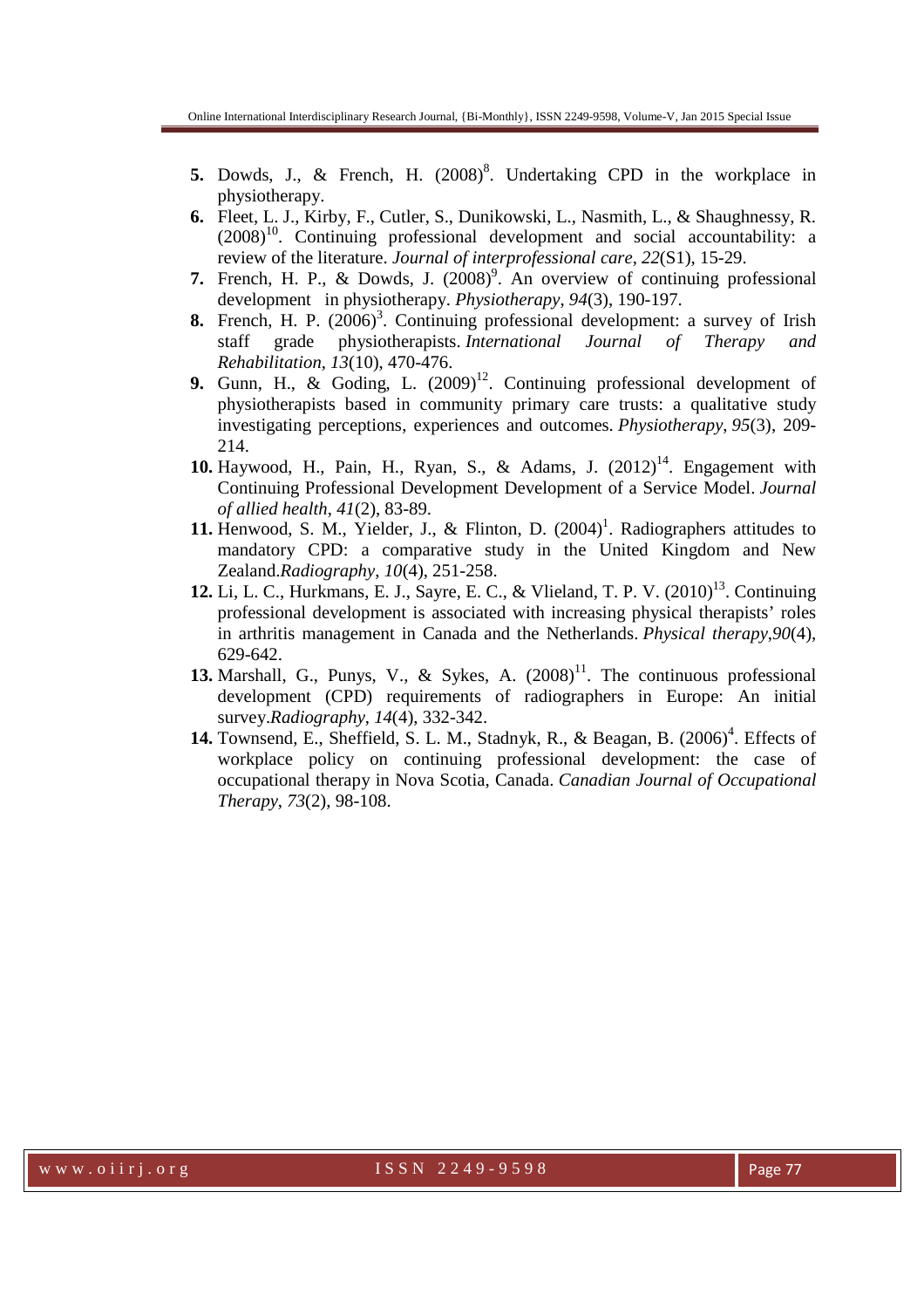5. Dowds, J., & French, H. (2008)[8]. Undertaking CPD in the workplace in physiotherapy.
6. Fleet, L. J., Kirby, F., Cutler, S., Dunikowski, L., Nasmith, L., & Shaughnessy, R. (2008)[10]. Continuing professional development and social accountability: a review of the literature. *Journal of interprofessional care*, *22*(S1), 15-29.
7. French, H. P., & Dowds, J. (2008)[9]. An overview of continuing professional development in physiotherapy. *Physiotherapy*, *94*(3), 190-197.
8. French, H. P. (2006)[3]. Continuing professional development: a survey of Irish staff grade physiotherapists. *International Journal of Therapy and Rehabilitation*, *13*(10), 470-476.
9. Gunn, H., & Goding, L. (2009)[12]. Continuing professional development of physiotherapists based in community primary care trusts: a qualitative study investigating perceptions, experiences and outcomes. *Physiotherapy*, *95*(3), 209-214.
10. Haywood, H., Pain, H., Ryan, S., & Adams, J. (2012)[14]. Engagement with Continuing Professional Development Development of a Service Model. *Journal of allied health*, *41*(2), 83-89.
11. Henwood, S. M., Yielder, J., & Flinton, D. (2004)[1]. Radiographers attitudes to mandatory CPD: a comparative study in the United Kingdom and New Zealand.*Radiography*, *10*(4), 251-258.
12. Li, L. C., Hurkmans, E. J., Sayre, E. C., & Vlieland, T. P. V. (2010)[13]. Continuing professional development is associated with increasing physical therapists' roles in arthritis management in Canada and the Netherlands. *Physical therapy*,*90*(4), 629-642.
13. Marshall, G., Punys, V., & Sykes, A. (2008)[11]. The continuous professional development (CPD) requirements of radiographers in Europe: An initial survey.*Radiography*, *14*(4), 332-342.
14. Townsend, E., Sheffield, S. L. M., Stadnyk, R., & Beagan, B. (2006)[4]. Effects of workplace policy on continuing professional development: the case of occupational therapy in Nova Scotia, Canada. *Canadian Journal of Occupational Therapy*, *73*(2), 98-108.